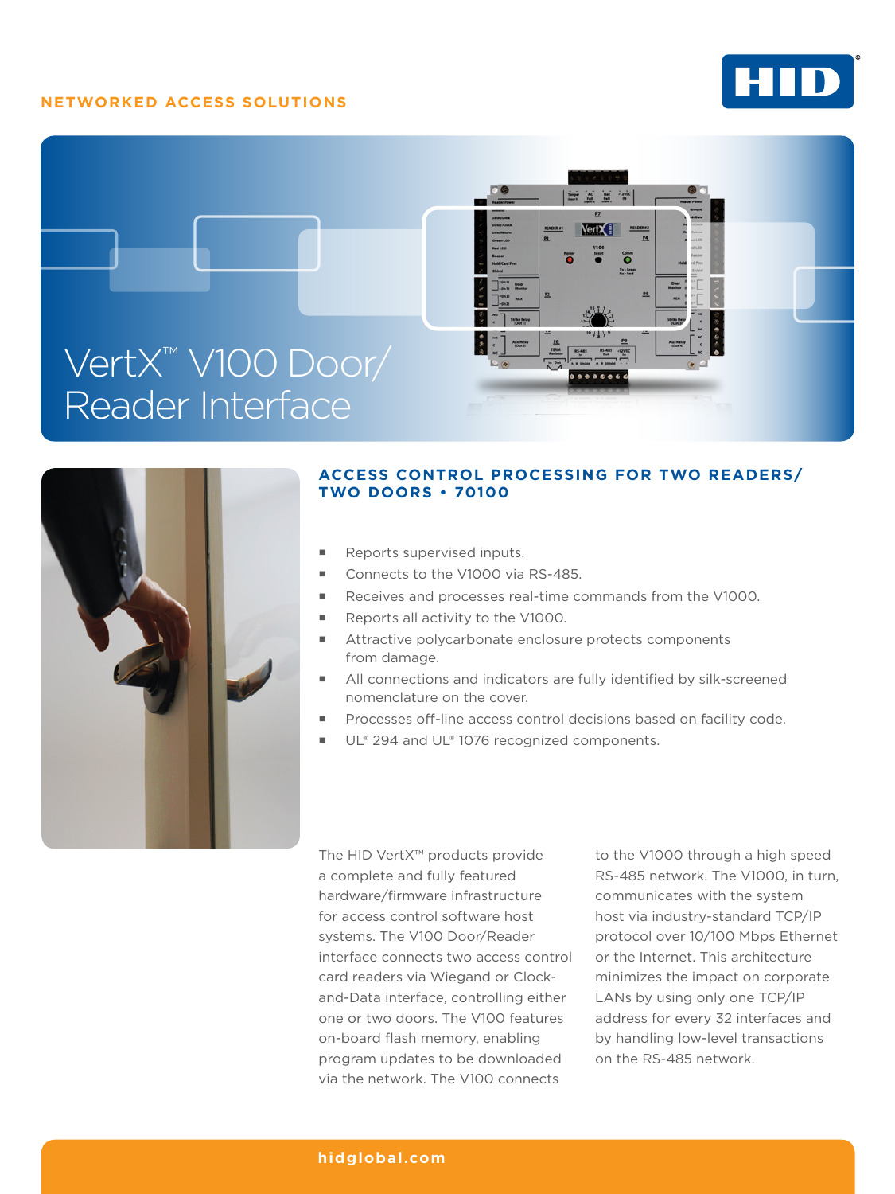NETWORKED ACCESS SOLUTIONS

# VertX™ V100 Door/ Reader Interface

## ACCESS CONTROL PROCESSING FOR TWO READERS/ TWO DOORS • 70100

- Reports supervised inputs.
- Connects to the V1000 via RS-485.
- Receives and processes real-time commands from the V1000.
- Reports all activity to the V1000.
- Attractive polycarbonate enclosure protects components from damage.
- All connections and indicators are fully identified by silk-screened nomenclature on the cover.
- Processes off-line access control decisions based on facility code.
- UL® 294 and UL® 1076 recognized components.

The HID VertX™ products provide a complete and fully featured hardware/firmware infrastructure for access control software host systems. The V100 Door/Reader interface connects two access control card readers via Wiegand or Clock-and-Data interface, controlling either one or two doors. The V100 features on-board flash memory, enabling program updates to be downloaded via the network. The V100 connects to the V1000 through a high speed RS-485 network. The V1000, in turn, communicates with the system host via industry-standard TCP/IP protocol over 10/100 Mbps Ethernet or the Internet. This architecture minimizes the impact on corporate LANs by using only one TCP/IP address for every 32 interfaces and by handling low-level transactions on the RS-485 network.

hidglobal.com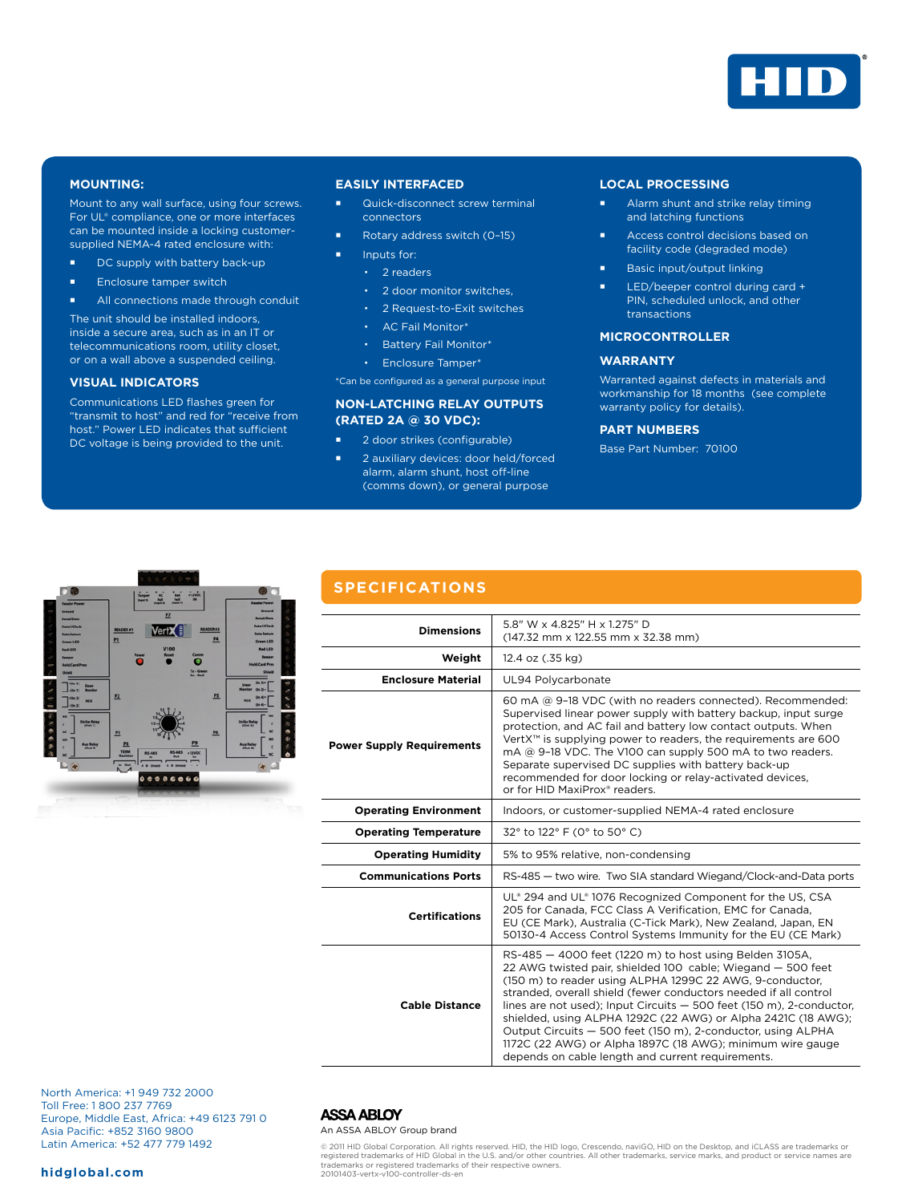## MOUNTING:

Mount to any wall surface, using four screws. For UL® compliance, one or more interfaces can be mounted inside a locking customer-supplied NEMA-4 rated enclosure with:

- DC supply with battery back-up
- Enclosure tamper switch
- All connections made through conduit

The unit should be installed indoors, inside a secure area, such as in an IT or telecommunications room, utility closet, or on a wall above a suspended ceiling.

## VISUAL INDICATORS

Communications LED flashes green for "transmit to host" and red for "receive from host." Power LED indicates that sufficient DC voltage is being provided to the unit.

## EASILY INTERFACED

- Quick-disconnect screw terminal connectors
- Rotary address switch (0–15)
- Inputs for:
  - 2 readers
  - 2 door monitor switches,
  - 2 Request-to-Exit switches
  - AC Fail Monitor*
  - Battery Fail Monitor*
  - Enclosure Tamper*

*Can be configured as a general purpose input

## NON-LATCHING RELAY OUTPUTS (RATED 2A @ 30 VDC):

- 2 door strikes (configurable)
- 2 auxiliary devices: door held/forced alarm, alarm shunt, host off-line (comms down), or general purpose

## LOCAL PROCESSING

- Alarm shunt and strike relay timing and latching functions
- Access control decisions based on facility code (degraded mode)
- Basic input/output linking
- LED/beeper control during card + PIN, scheduled unlock, and other transactions

## MICROCONTROLLER

## WARRANTY

Warranted against defects in materials and workmanship for 18 months (see complete warranty policy for details).

## PART NUMBERS

Base Part Number: 70100

## SPECIFICATIONS

| | |
|---|---|
| **Dimensions** | 5.8" W x 4.825" H x 1.275" D (147.32 mm x 122.55 mm x 32.38 mm) |
| **Weight** | 12.4 oz (.35 kg) |
| **Enclosure Material** | UL94 Polycarbonate |
| **Power Supply Requirements** | 60 mA @ 9–18 VDC (with no readers connected). Recommended: Supervised linear power supply with battery backup, input surge protection, and AC fail and battery low contact outputs. When VertX™ is supplying power to readers, the requirements are 600 mA @ 9–18 VDC. The V100 can supply 500 mA to two readers. Separate supervised DC supplies with battery back-up recommended for door locking or relay-activated devices, or for HID MaxiProx® readers. |
| **Operating Environment** | Indoors, or customer-supplied NEMA-4 rated enclosure |
| **Operating Temperature** | 32° to 122° F (0° to 50° C) |
| **Operating Humidity** | 5% to 95% relative, non-condensing |
| **Communications Ports** | RS-485 — two wire. Two SIA standard Wiegand/Clock-and-Data ports |
| **Certifications** | UL® 294 and UL® 1076 Recognized Component for the US, CSA 205 for Canada, FCC Class A Verification, EMC for Canada, EU (CE Mark), Australia (C-Tick Mark), New Zealand, Japan, EN 50130-4 Access Control Systems Immunity for the EU (CE Mark) |
| **Cable Distance** | RS-485 — 4000 feet (1220 m) to host using Belden 3105A, 22 AWG twisted pair, shielded 100 cable; Wiegand — 500 feet (150 m) to reader using ALPHA 1299C 22 AWG, 9-conductor, stranded, overall shield (fewer conductors needed if all control lines are not used); Input Circuits — 500 feet (150 m), 2-conductor, shielded, using ALPHA 1292C (22 AWG) or Alpha 2421C (18 AWG); Output Circuits — 500 feet (150 m), 2-conductor, using ALPHA 1172C (22 AWG) or Alpha 1897C (18 AWG); minimum wire gauge depends on cable length and current requirements. |

North America: +1 949 732 2000
Toll Free: 1 800 237 7769
Europe, Middle East, Africa: +49 6123 791 0
Asia Pacific: +852 3160 9800
Latin America: +52 477 779 1492

**hidglobal.com**

ASSA ABLOY
An ASSA ABLOY Group brand

© 2011 HID Global Corporation. All rights reserved. HID, the HID logo, Crescendo, naviGO, HID on the Desktop, and iCLASS are trademarks or registered trademarks of HID Global in the U.S. and/or other countries. All other trademarks, service marks, and product or service names are trademarks or registered trademarks of their respective owners.
20101403-vertx-v100-controller-ds-en